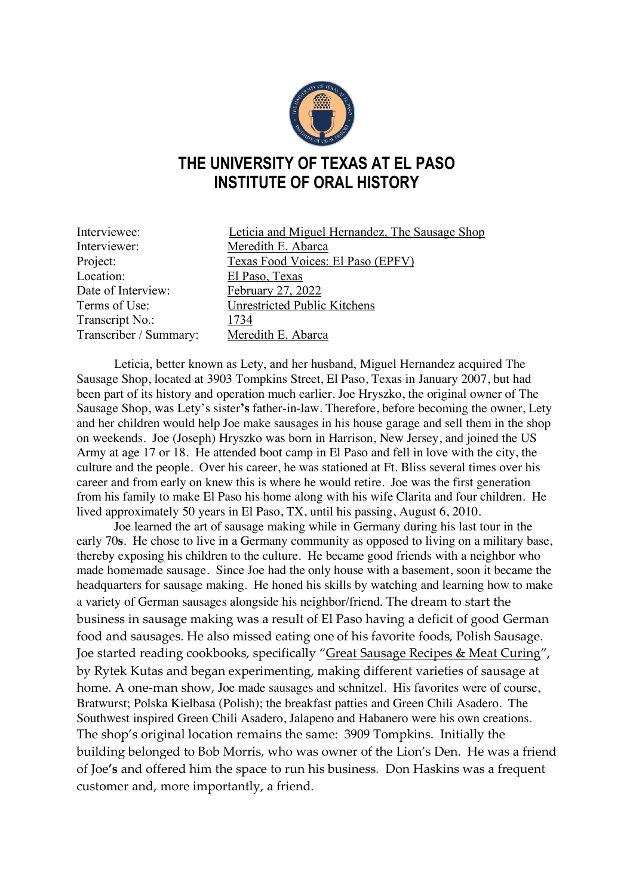# THE UNIVERSITY OF TEXAS AT EL PASO
# INSTITUTE OF ORAL HISTORY

| | |
|---|---|
| Interviewee: | Leticia and Miguel Hernandez, The Sausage Shop |
| Interviewer: | Meredith E. Abarca |
| Project: | Texas Food Voices: El Paso (EPFV) |
| Location: | El Paso, Texas |
| Date of Interview: | February 27, 2022 |
| Terms of Use: | Unrestricted Public Kitchens |
| Transcript No.: | 1734 |
| Transcriber / Summary: | Meredith E. Abarca |

Leticia, better known as Lety, and her husband, Miguel Hernandez acquired The Sausage Shop, located at 3903 Tompkins Street, El Paso, Texas in January 2007, but had been part of its history and operation much earlier. Joe Hryszko, the original owner of The Sausage Shop, was Lety's sister**'s** father-in-law. Therefore, before becoming the owner, Lety and her children would help Joe make sausages in his house garage and sell them in the shop on weekends. Joe (Joseph) Hryszko was born in Harrison, New Jersey, and joined the US Army at age 17 or 18. He attended boot camp in El Paso and fell in love with the city, the culture and the people. Over his career, he was stationed at Ft. Bliss several times over his career and from early on knew this is where he would retire. Joe was the first generation from his family to make El Paso his home along with his wife Clarita and four children. He lived approximately 50 years in El Paso, TX, until his passing, August 6, 2010.

Joe learned the art of sausage making while in Germany during his last tour in the early 70**s**. He chose to live in a Germany community as opposed to living on a military base, thereby exposing his children to the culture. He became good friends with a neighbor who made homemade sausage. Since Joe had the only house with a basement, soon it became the headquarters for sausage making. He honed his skills by watching and learning how to make a variety of German sausages alongside his neighbor/friend. The dream to start the business in sausage making was a result of El Paso having a deficit of good German food and sausages. He also missed eating one of his favorite foods, Polish Sausage. Joe started reading cookbooks, specifically "Great Sausage Recipes & Meat Curing", by Rytek Kutas and began experimenting, making different varieties of sausage at home. A one-man show, Joe made sausages and schnitzel. His favorites were of course, Bratwurst; Polska Kielbasa (Polish); the breakfast patties and Green Chili Asadero. The Southwest inspired Green Chili Asadero, Jalapeno and Habanero were his own creations. The shop's original location remains the same: 3909 Tompkins. Initially the building belonged to Bob Morris, who was owner of the Lion's Den. He was a friend of Joe**'s** and offered him the space to run his business. Don Haskins was a frequent customer and, more importantly, a friend.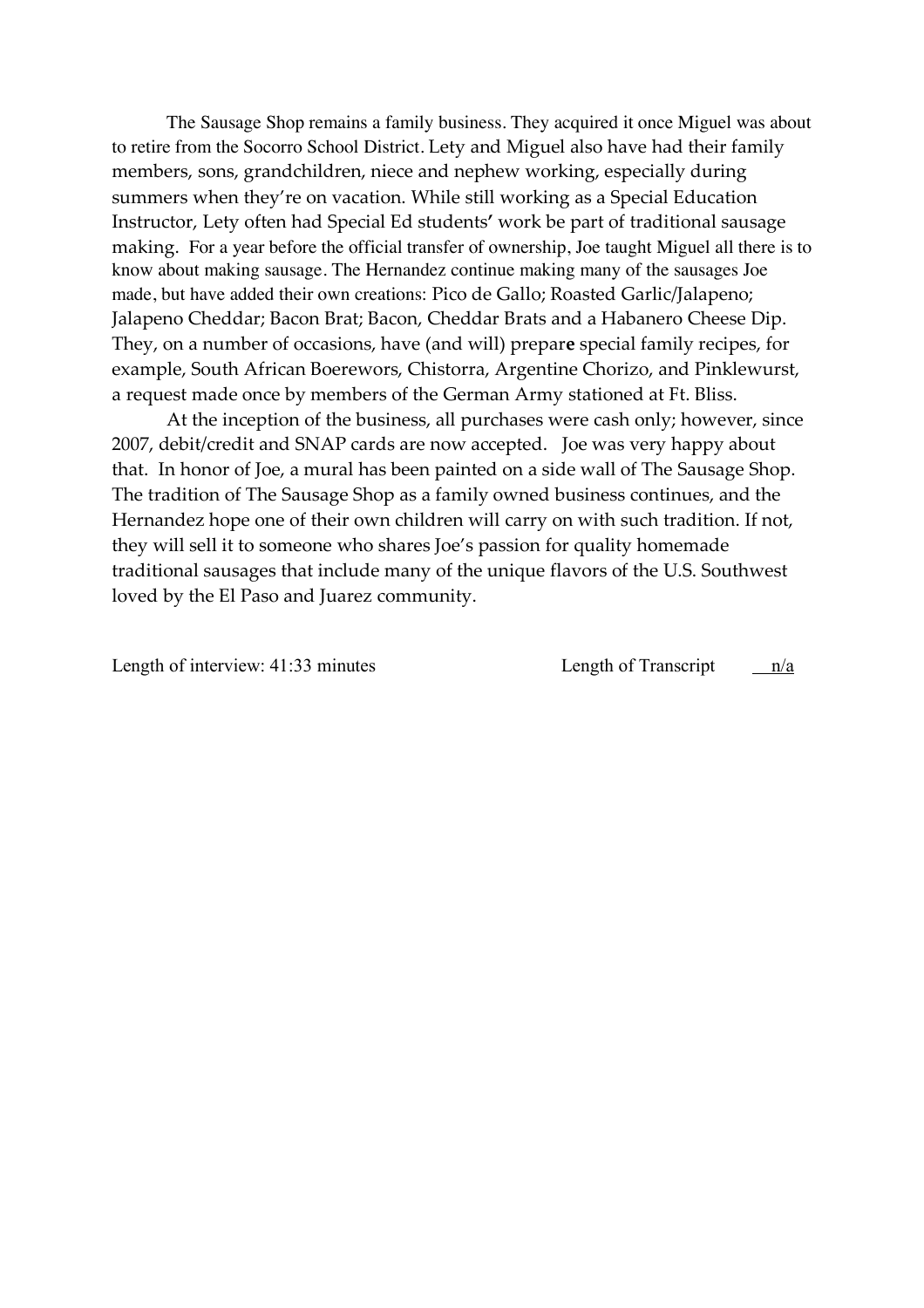The Sausage Shop remains a family business. They acquired it once Miguel was about to retire from the Socorro School District. Lety and Miguel also have had their family members, sons, grandchildren, niece and nephew working, especially during summers when they're on vacation. While still working as a Special Education Instructor, Lety often had Special Ed students' work be part of traditional sausage making. For a year before the official transfer of ownership, Joe taught Miguel all there is to know about making sausage. The Hernandez continue making many of the sausages Joe made, but have added their own creations: Pico de Gallo; Roasted Garlic/Jalapeno; Jalapeno Cheddar; Bacon Brat; Bacon, Cheddar Brats and a Habanero Cheese Dip. They, on a number of occasions, have (and will) prepare special family recipes, for example, South African Boerewors, Chistorra, Argentine Chorizo, and Pinklewurst, a request made once by members of the German Army stationed at Ft. Bliss.

At the inception of the business, all purchases were cash only; however, since 2007, debit/credit and SNAP cards are now accepted. Joe was very happy about that. In honor of Joe, a mural has been painted on a side wall of The Sausage Shop. The tradition of The Sausage Shop as a family owned business continues, and the Hernandez hope one of their own children will carry on with such tradition. If not, they will sell it to someone who shares Joe's passion for quality homemade traditional sausages that include many of the unique flavors of the U.S. Southwest loved by the El Paso and Juarez community.

Length of interview: 41:33 minutes Length of Transcript n/a